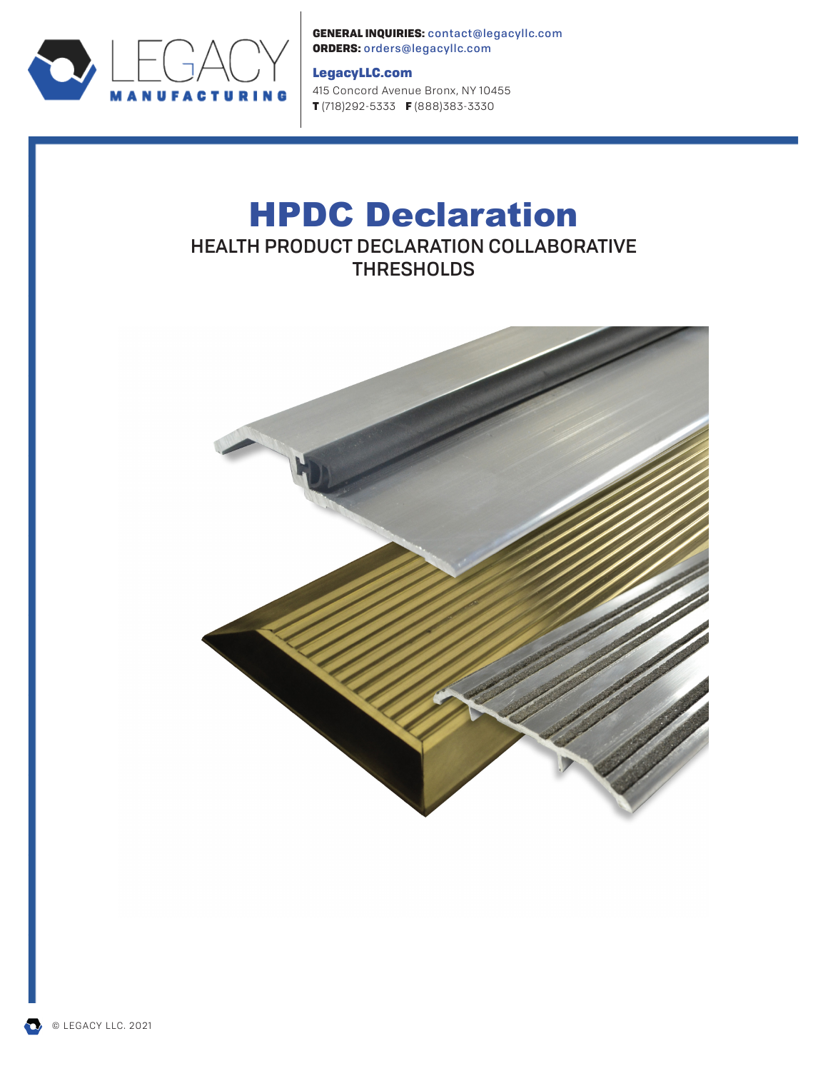LEGACY MANUFACTURING

**GENERAL INQUIRIES:** contact@legacyllc.com
**ORDERS:** orders@legacyllc.com

**LegacyLLC.com**
415 Concord Avenue Bronx, NY 10455
**T** (718)292-5333 **F** (888)383-3330

# HPDC Declaration

## HEALTH PRODUCT DECLARATION COLLABORATIVE THRESHOLDS

© LEGACY LLC. 2021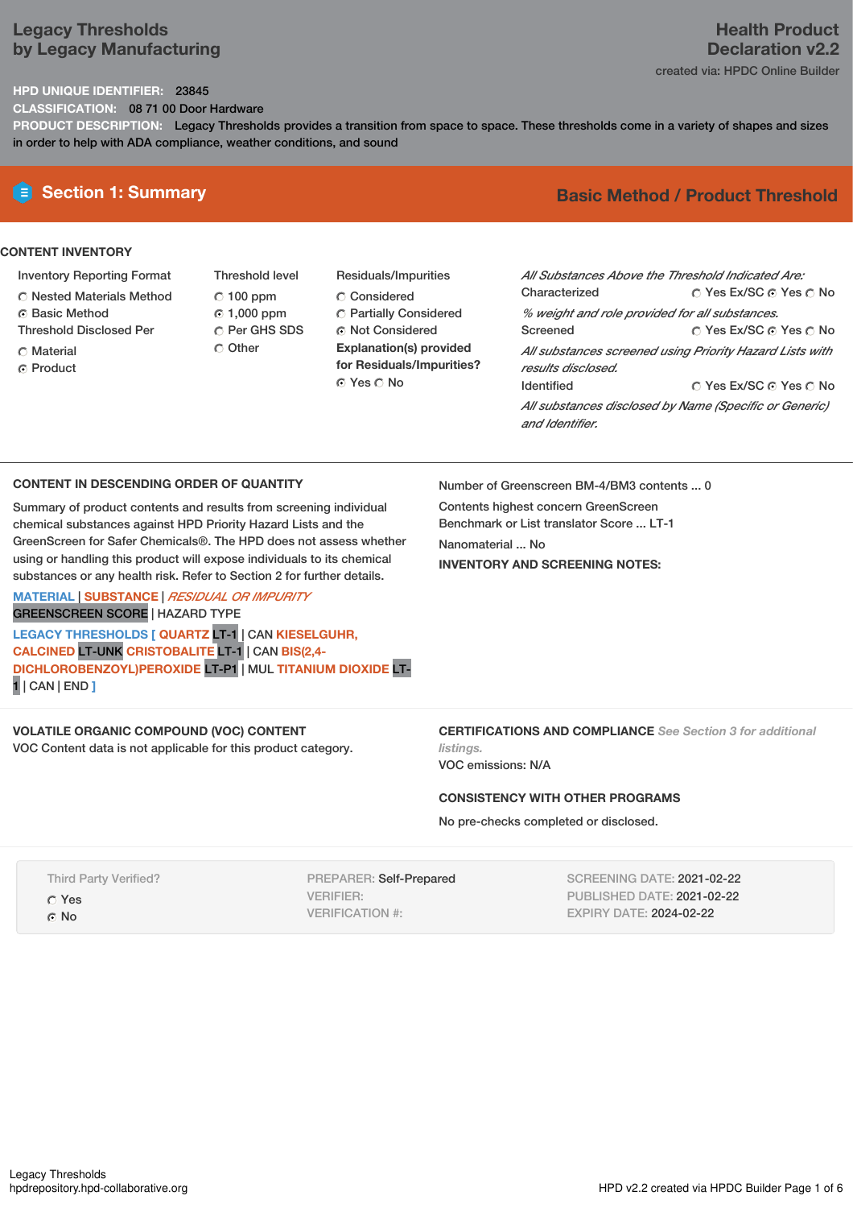# Legacy Thresholds
## by Legacy Manufacturing

**Health Product Declaration v2.2**
created via: HPDC Online Builder

**HPD UNIQUE IDENTIFIER:** 23845
**CLASSIFICATION:** 08 71 00 Door Hardware
**PRODUCT DESCRIPTION:** Legacy Thresholds provides a transition from space to space. These thresholds come in a variety of shapes and sizes in order to help with ADA compliance, weather conditions, and sound

## Section 1: Summary

**Basic Method / Product Threshold**

### CONTENT INVENTORY

**Inventory Reporting Format**
- ○ Nested Materials Method
- ◉ Basic Method

**Threshold Disclosed Per**
- ○ Material
- ◉ Product

**Threshold level**
- ○ 100 ppm
- ◉ 1,000 ppm
- ○ Per GHS SDS
- ○ Other

**Residuals/Impurities**
- ○ Considered
- ○ Partially Considered
- ◉ Not Considered

**Explanation(s) provided for Residuals/Impurities?**
◉ Yes ○ No

*All Substances Above the Threshold Indicated Are:*

Characterized ○ Yes Ex/SC ◉ Yes ○ No
*% weight and role provided for all substances.*

Screened ○ Yes Ex/SC ◉ Yes ○ No
*All substances screened using Priority Hazard Lists with results disclosed.*

Identified ○ Yes Ex/SC ◉ Yes ○ No
*All substances disclosed by Name (Specific or Generic) and Identifier.*

### CONTENT IN DESCENDING ORDER OF QUANTITY

Summary of product contents and results from screening individual chemical substances against HPD Priority Hazard Lists and the GreenScreen for Safer Chemicals®. The HPD does not assess whether using or handling this product will expose individuals to its chemical substances or any health risk. Refer to Section 2 for further details.

MATERIAL | SUBSTANCE | *RESIDUAL OR IMPURITY*
GREENSCREEN SCORE | HAZARD TYPE

**LEGACY THRESHOLDS [ QUARTZ** LT-1 | CAN **KIESELGUHR, CALCINED** LT-UNK **CRISTOBALITE** LT-1 | CAN **BIS(2,4-DICHLOROBENZOYL)PEROXIDE** LT-P1 | MUL **TITANIUM DIOXIDE** LT-1 | CAN | END **]**

Number of Greenscreen BM-4/BM3 contents ... 0

Contents highest concern GreenScreen Benchmark or List translator Score ... LT-1

Nanomaterial ... No

**INVENTORY AND SCREENING NOTES:**

### VOLATILE ORGANIC COMPOUND (VOC) CONTENT

VOC Content data is not applicable for this product category.

### CERTIFICATIONS AND COMPLIANCE *See Section 3 for additional listings.*

VOC emissions: N/A

### CONSISTENCY WITH OTHER PROGRAMS

No pre-checks completed or disclosed.

Third Party Verified?
- ○ Yes
- ◉ No

PREPARER: Self-Prepared
VERIFIER:
VERIFICATION #:

SCREENING DATE: 2021-02-22
PUBLISHED DATE: 2021-02-22
EXPIRY DATE: 2024-02-22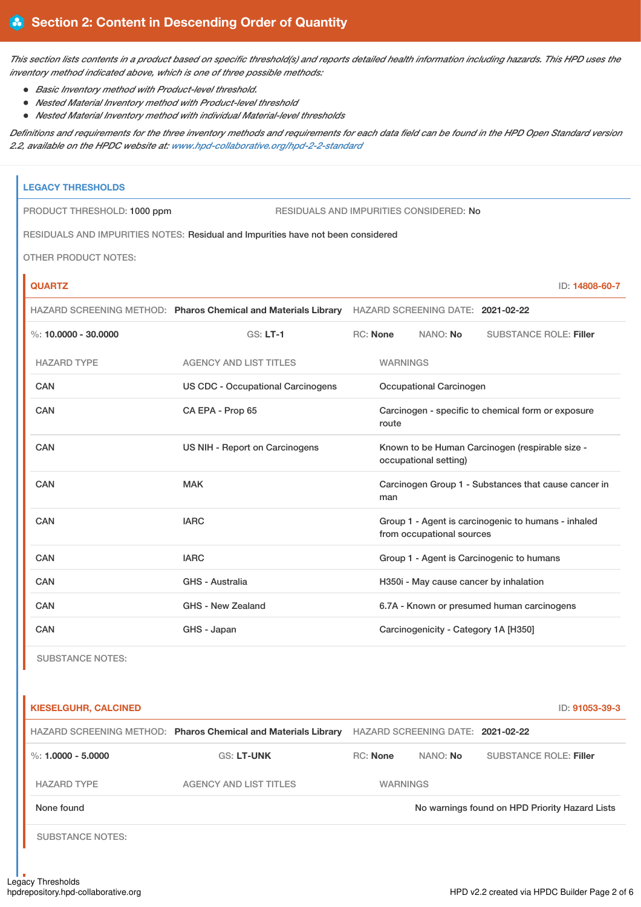## Section 2: Content in Descending Order of Quantity

*This section lists contents in a product based on specific threshold(s) and reports detailed health information including hazards. This HPD uses the inventory method indicated above, which is one of three possible methods:*

- *Basic Inventory method with Product-level threshold.*
- *Nested Material Inventory method with Product-level threshold*
- *Nested Material Inventory method with individual Material-level thresholds*

*Definitions and requirements for the three inventory methods and requirements for each data field can be found in the HPD Open Standard version 2.2, available on the HPDC website at: www.hpd-collaborative.org/hpd-2-2-standard*

### LEGACY THRESHOLDS

PRODUCT THRESHOLD: 1000 ppm

RESIDUALS AND IMPURITIES CONSIDERED: No

RESIDUALS AND IMPURITIES NOTES: Residual and Impurities have not been considered

OTHER PRODUCT NOTES:

#### QUARTZ

ID: 14808-60-7

HAZARD SCREENING METHOD: **Pharos Chemical and Materials Library** HAZARD SCREENING DATE: **2021-02-22**

%: **10.0000 - 30.0000** GS: **LT-1** RC: **None** NANO: **No** SUBSTANCE ROLE: **Filler**

| HAZARD TYPE | AGENCY AND LIST TITLES | WARNINGS |
|---|---|---|
| CAN | US CDC - Occupational Carcinogens | Occupational Carcinogen |
| CAN | CA EPA - Prop 65 | Carcinogen - specific to chemical form or exposure route |
| CAN | US NIH - Report on Carcinogens | Known to be Human Carcinogen (respirable size - occupational setting) |
| CAN | MAK | Carcinogen Group 1 - Substances that cause cancer in man |
| CAN | IARC | Group 1 - Agent is carcinogenic to humans - inhaled from occupational sources |
| CAN | IARC | Group 1 - Agent is Carcinogenic to humans |
| CAN | GHS - Australia | H350i - May cause cancer by inhalation |
| CAN | GHS - New Zealand | 6.7A - Known or presumed human carcinogens |
| CAN | GHS - Japan | Carcinogenicity - Category 1A [H350] |

SUBSTANCE NOTES:

#### KIESELGUHR, CALCINED

ID: 91053-39-3

HAZARD SCREENING METHOD: **Pharos Chemical and Materials Library** HAZARD SCREENING DATE: **2021-02-22**

%: **1.0000 - 5.0000** GS: **LT-UNK** RC: **None** NANO: **No** SUBSTANCE ROLE: **Filler**

| HAZARD TYPE | AGENCY AND LIST TITLES | WARNINGS |
|---|---|---|
| None found | | No warnings found on HPD Priority Hazard Lists |

SUBSTANCE NOTES: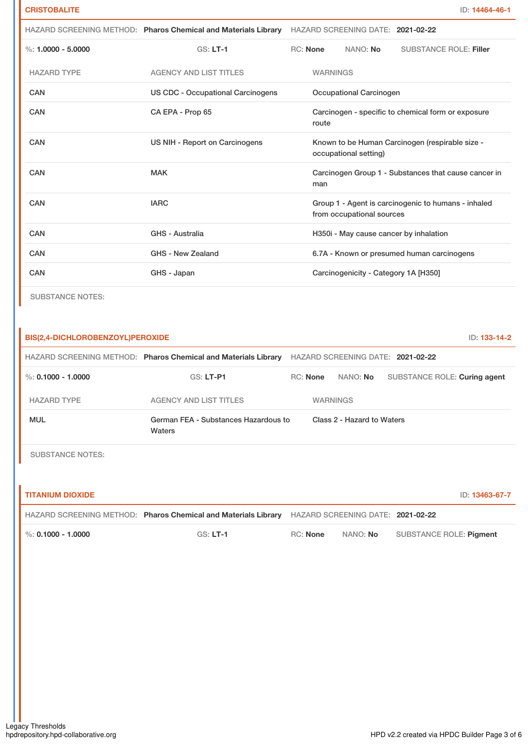## CRISTOBALITE

ID: 14464-46-1

HAZARD SCREENING METHOD: **Pharos Chemical and Materials Library** HAZARD SCREENING DATE: **2021-02-22**

%: **1.0000 - 5.0000** GS: **LT-1** RC: **None** NANO: **No** SUBSTANCE ROLE: **Filler**

| HAZARD TYPE | AGENCY AND LIST TITLES | WARNINGS |
|---|---|---|
| CAN | US CDC - Occupational Carcinogens | Occupational Carcinogen |
| CAN | CA EPA - Prop 65 | Carcinogen - specific to chemical form or exposure route |
| CAN | US NIH - Report on Carcinogens | Known to be Human Carcinogen (respirable size - occupational setting) |
| CAN | MAK | Carcinogen Group 1 - Substances that cause cancer in man |
| CAN | IARC | Group 1 - Agent is carcinogenic to humans - inhaled from occupational sources |
| CAN | GHS - Australia | H350i - May cause cancer by inhalation |
| CAN | GHS - New Zealand | 6.7A - Known or presumed human carcinogens |
| CAN | GHS - Japan | Carcinogenicity - Category 1A [H350] |

SUBSTANCE NOTES:

## BIS(2,4-DICHLOROBENZOYL)PEROXIDE

ID: 133-14-2

HAZARD SCREENING METHOD: **Pharos Chemical and Materials Library** HAZARD SCREENING DATE: **2021-02-22**

%: **0.1000 - 1.0000** GS: **LT-P1** RC: **None** NANO: **No** SUBSTANCE ROLE: **Curing agent**

| HAZARD TYPE | AGENCY AND LIST TITLES | WARNINGS |
|---|---|---|
| MUL | German FEA - Substances Hazardous to Waters | Class 2 - Hazard to Waters |

SUBSTANCE NOTES:

## TITANIUM DIOXIDE

ID: 13463-67-7

HAZARD SCREENING METHOD: **Pharos Chemical and Materials Library** HAZARD SCREENING DATE: **2021-02-22**

%: **0.1000 - 1.0000** GS: **LT-1** RC: **None** NANO: **No** SUBSTANCE ROLE: **Pigment**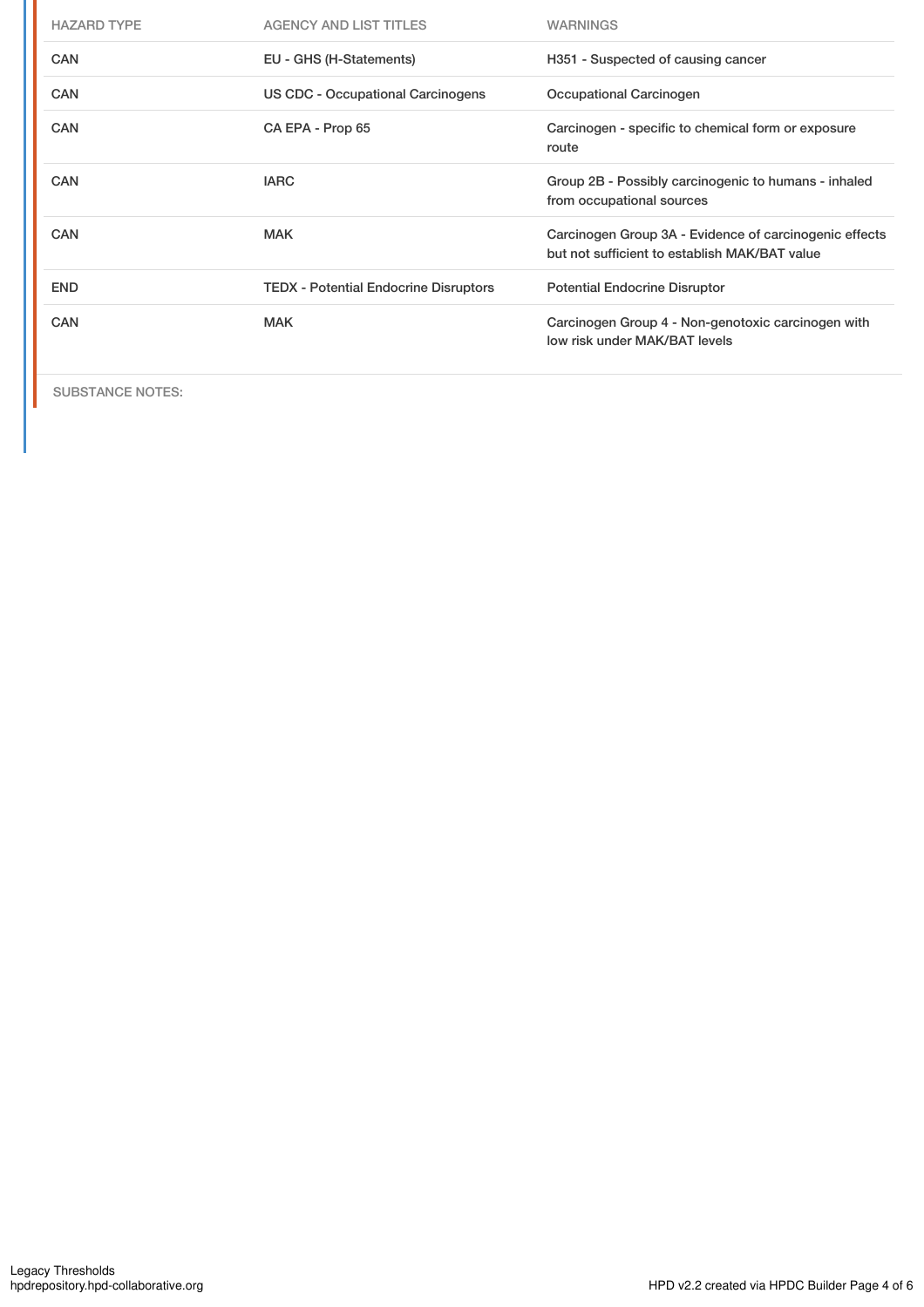| HAZARD TYPE | AGENCY AND LIST TITLES | WARNINGS |
| --- | --- | --- |
| CAN | EU - GHS (H-Statements) | H351 - Suspected of causing cancer |
| CAN | US CDC - Occupational Carcinogens | Occupational Carcinogen |
| CAN | CA EPA - Prop 65 | Carcinogen - specific to chemical form or exposure route |
| CAN | IARC | Group 2B - Possibly carcinogenic to humans - inhaled from occupational sources |
| CAN | MAK | Carcinogen Group 3A - Evidence of carcinogenic effects but not sufficient to establish MAK/BAT value |
| END | TEDX - Potential Endocrine Disruptors | Potential Endocrine Disruptor |
| CAN | MAK | Carcinogen Group 4 - Non-genotoxic carcinogen with low risk under MAK/BAT levels |

SUBSTANCE NOTES: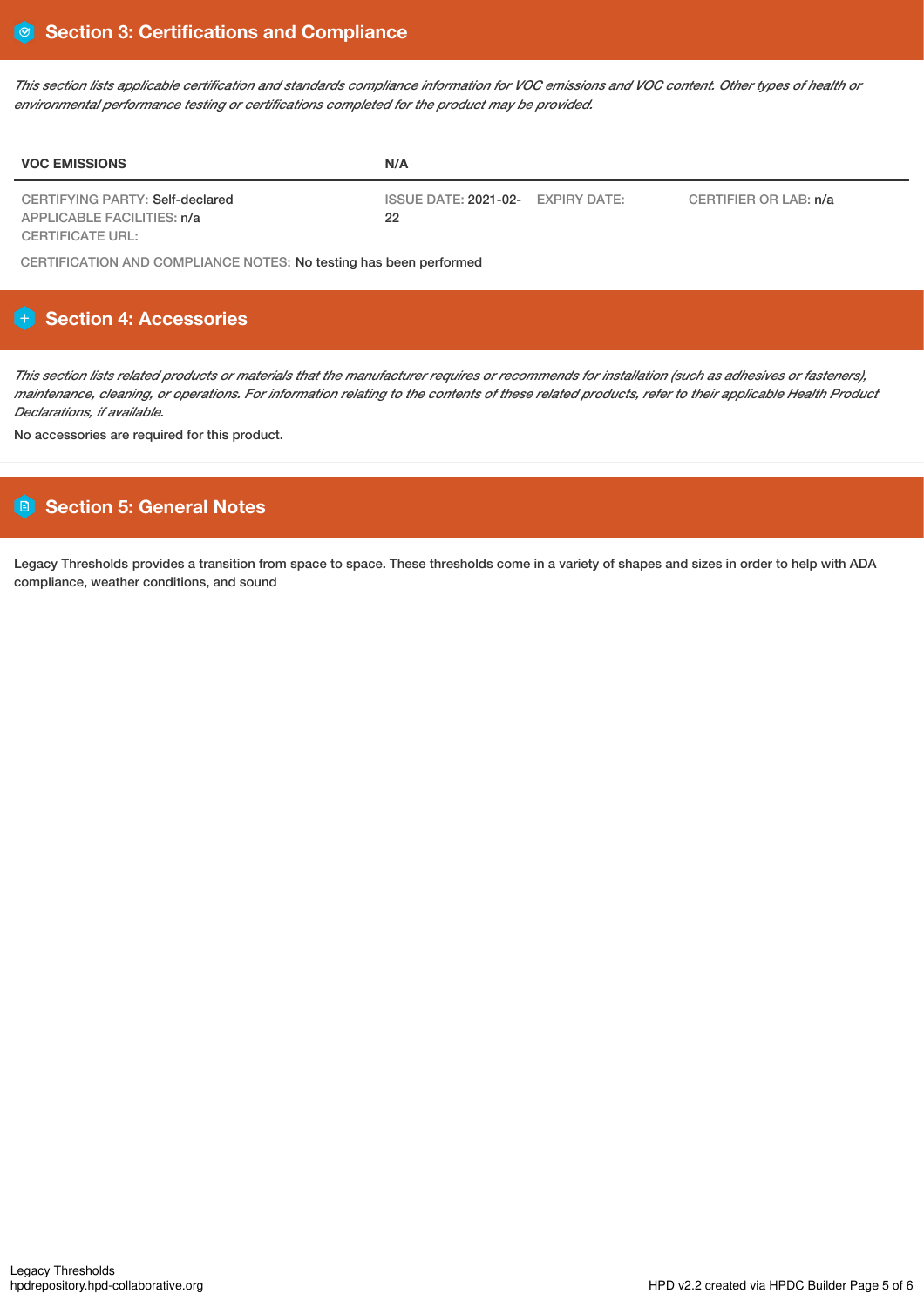## Section 3: Certifications and Compliance

*This section lists applicable certification and standards compliance information for VOC emissions and VOC content. Other types of health or environmental performance testing or certifications completed for the product may be provided.*

| VOC EMISSIONS | N/A | | |
|---|---|---|---|
| CERTIFYING PARTY: Self-declared<br>APPLICABLE FACILITIES: n/a<br>CERTIFICATE URL: | ISSUE DATE: 2021-02-22 | EXPIRY DATE: | CERTIFIER OR LAB: n/a |

CERTIFICATION AND COMPLIANCE NOTES: No testing has been performed

## Section 4: Accessories

*This section lists related products or materials that the manufacturer requires or recommends for installation (such as adhesives or fasteners), maintenance, cleaning, or operations. For information relating to the contents of these related products, refer to their applicable Health Product Declarations, if available.*

No accessories are required for this product.

## Section 5: General Notes

Legacy Thresholds provides a transition from space to space. These thresholds come in a variety of shapes and sizes in order to help with ADA compliance, weather conditions, and sound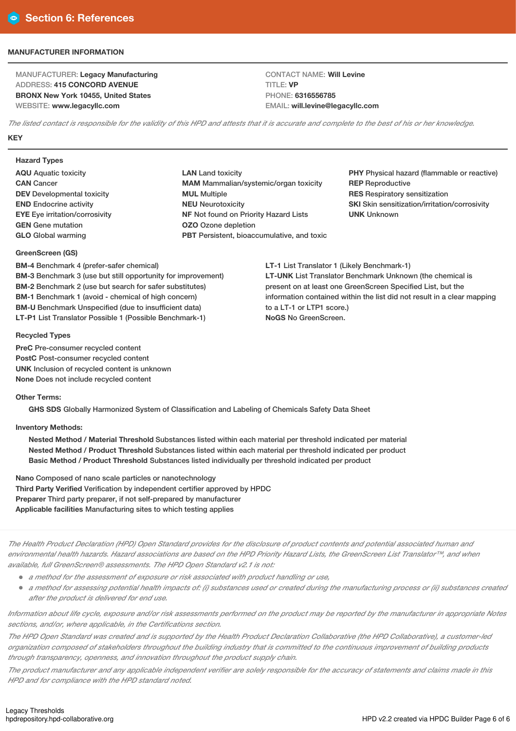## Section 6: References

### MANUFACTURER INFORMATION

MANUFACTURER: **Legacy Manufacturing**
ADDRESS: **415 CONCORD AVENUE**
**BRONX New York 10455, United States**
WEBSITE: **www.legacyllc.com**

CONTACT NAME: **Will Levine**
TITLE: **VP**
PHONE: **6316556785**
EMAIL: **will.levine@legacyllc.com**

*The listed contact is responsible for the validity of this HPD and attests that it is accurate and complete to the best of his or her knowledge.*

### KEY

**Hazard Types**

**AQU** Aquatic toxicity
**CAN** Cancer
**DEV** Developmental toxicity
**END** Endocrine activity
**EYE** Eye irritation/corrosivity
**GEN** Gene mutation
**GLO** Global warming
**LAN** Land toxicity
**MAM** Mammalian/systemic/organ toxicity
**MUL** Multiple
**NEU** Neurotoxicity
**NF** Not found on Priority Hazard Lists
**OZO** Ozone depletion
**PBT** Persistent, bioaccumulative, and toxic
**PHY** Physical hazard (flammable or reactive)
**REP** Reproductive
**RES** Respiratory sensitization
**SKI** Skin sensitization/irritation/corrosivity
**UNK** Unknown

**GreenScreen (GS)**

**BM-4** Benchmark 4 (prefer-safer chemical)
**BM-3** Benchmark 3 (use but still opportunity for improvement)
**BM-2** Benchmark 2 (use but search for safer substitutes)
**BM-1** Benchmark 1 (avoid - chemical of high concern)
**BM-U** Benchmark Unspecified (due to insufficient data)
**LT-P1** List Translator Possible 1 (Possible Benchmark-1)
**LT-1** List Translator 1 (Likely Benchmark-1)
**LT-UNK** List Translator Benchmark Unknown (the chemical is present on at least one GreenScreen Specified List, but the information contained within the list did not result in a clear mapping to a LT-1 or LTP1 score.)
**NoGS** No GreenScreen.

**Recycled Types**

**PreC** Pre-consumer recycled content
**PostC** Post-consumer recycled content
**UNK** Inclusion of recycled content is unknown
**None** Does not include recycled content

**Other Terms:**

**GHS SDS** Globally Harmonized System of Classification and Labeling of Chemicals Safety Data Sheet

**Inventory Methods:**

**Nested Method / Material Threshold** Substances listed within each material per threshold indicated per material
**Nested Method / Product Threshold** Substances listed within each material per threshold indicated per product
**Basic Method / Product Threshold** Substances listed individually per threshold indicated per product

**Nano** Composed of nano scale particles or nanotechnology
**Third Party Verified** Verification by independent certifier approved by HPDC
**Preparer** Third party preparer, if not self-prepared by manufacturer
**Applicable facilities** Manufacturing sites to which testing applies

*The Health Product Declaration (HPD) Open Standard provides for the disclosure of product contents and potential associated human and environmental health hazards. Hazard associations are based on the HPD Priority Hazard Lists, the GreenScreen List Translator™, and when available, full GreenScreen® assessments. The HPD Open Standard v2.1 is not:*

- *a method for the assessment of exposure or risk associated with product handling or use,*
- *a method for assessing potential health impacts of: (i) substances used or created during the manufacturing process or (ii) substances created after the product is delivered for end use.*

*Information about life cycle, exposure and/or risk assessments performed on the product may be reported by the manufacturer in appropriate Notes sections, and/or, where applicable, in the Certifications section.*

*The HPD Open Standard was created and is supported by the Health Product Declaration Collaborative (the HPD Collaborative), a customer-led organization composed of stakeholders throughout the building industry that is committed to the continuous improvement of building products through transparency, openness, and innovation throughout the product supply chain.*

*The product manufacturer and any applicable independent verifier are solely responsible for the accuracy of statements and claims made in this HPD and for compliance with the HPD standard noted.*